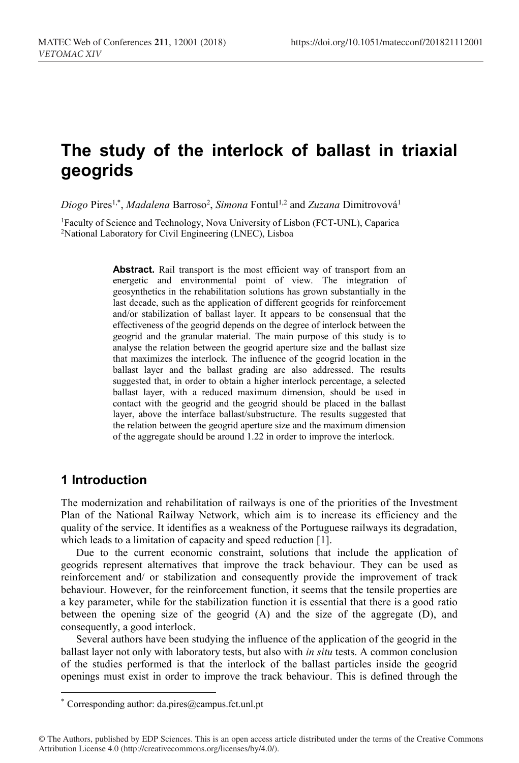# The study of the interlock of ballast in triaxial geogrids

*Diogo* Pires[1,*], *Madalena* Barroso[2], *Simona* Fontul[1,2] and *Zuzana* Dimitrovová[1]

[1]Faculty of Science and Technology, Nova University of Lisbon (FCT-UNL), Caparica
[2]National Laboratory for Civil Engineering (LNEC), Lisboa

**Abstract.** Rail transport is the most efficient way of transport from an energetic and environmental point of view. The integration of geosynthetics in the rehabilitation solutions has grown substantially in the last decade, such as the application of different geogrids for reinforcement and/or stabilization of ballast layer. It appears to be consensual that the effectiveness of the geogrid depends on the degree of interlock between the geogrid and the granular material. The main purpose of this study is to analyse the relation between the geogrid aperture size and the ballast size that maximizes the interlock. The influence of the geogrid location in the ballast layer and the ballast grading are also addressed. The results suggested that, in order to obtain a higher interlock percentage, a selected ballast layer, with a reduced maximum dimension, should be used in contact with the geogrid and the geogrid should be placed in the ballast layer, above the interface ballast/substructure. The results suggested that the relation between the geogrid aperture size and the maximum dimension of the aggregate should be around 1.22 in order to improve the interlock.

## 1 Introduction

The modernization and rehabilitation of railways is one of the priorities of the Investment Plan of the National Railway Network, which aim is to increase its efficiency and the quality of the service. It identifies as a weakness of the Portuguese railways its degradation, which leads to a limitation of capacity and speed reduction [1].

Due to the current economic constraint, solutions that include the application of geogrids represent alternatives that improve the track behaviour. They can be used as reinforcement and/ or stabilization and consequently provide the improvement of track behaviour. However, for the reinforcement function, it seems that the tensile properties are a key parameter, while for the stabilization function it is essential that there is a good ratio between the opening size of the geogrid (A) and the size of the aggregate (D), and consequently, a good interlock.

Several authors have been studying the influence of the application of the geogrid in the ballast layer not only with laboratory tests, but also with *in situ* tests. A common conclusion of the studies performed is that the interlock of the ballast particles inside the geogrid openings must exist in order to improve the track behaviour. This is defined through the

* Corresponding author: da.pires@campus.fct.unl.pt

© The Authors, published by EDP Sciences. This is an open access article distributed under the terms of the Creative Commons Attribution License 4.0 (http://creativecommons.org/licenses/by/4.0/).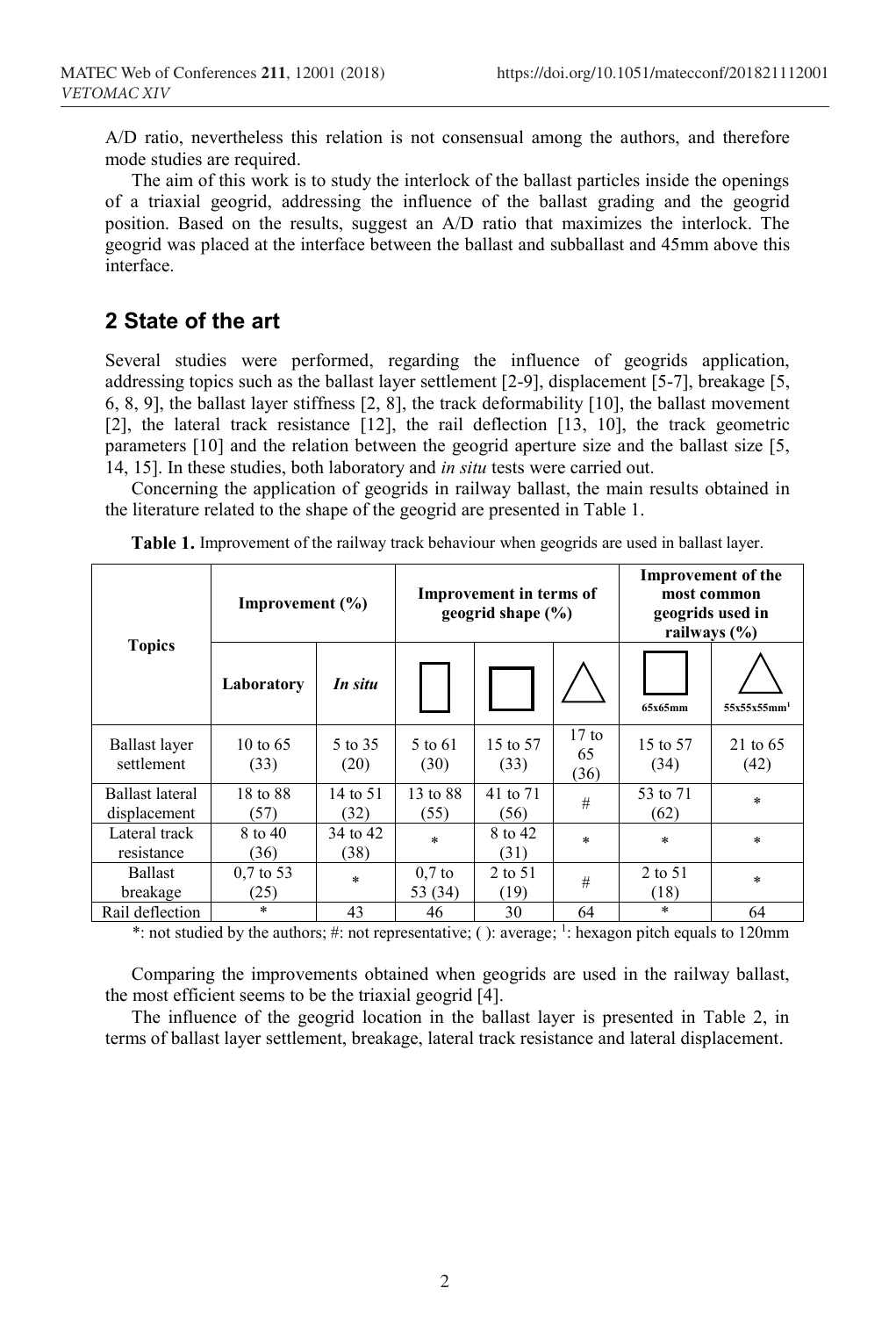A/D ratio, nevertheless this relation is not consensual among the authors, and therefore mode studies are required.

The aim of this work is to study the interlock of the ballast particles inside the openings of a triaxial geogrid, addressing the influence of the ballast grading and the geogrid position. Based on the results, suggest an A/D ratio that maximizes the interlock. The geogrid was placed at the interface between the ballast and subballast and 45mm above this interface.

## 2 State of the art

Several studies were performed, regarding the influence of geogrids application, addressing topics such as the ballast layer settlement [2-9], displacement [5-7], breakage [5, 6, 8, 9], the ballast layer stiffness [2, 8], the track deformability [10], the ballast movement [2], the lateral track resistance [12], the rail deflection [13, 10], the track geometric parameters [10] and the relation between the geogrid aperture size and the ballast size [5, 14, 15]. In these studies, both laboratory and *in situ* tests were carried out.

Concerning the application of geogrids in railway ballast, the main results obtained in the literature related to the shape of the geogrid are presented in Table 1.

**Table 1.** Improvement of the railway track behaviour when geogrids are used in ballast layer.

| Topics | Improvement (%) | | Improvement in terms of geogrid shape (%) | | | Improvement of the most common geogrids used in railways (%) | |
|---|---|---|---|---|---|---|---|
| | Laboratory | *In situ* | ▯ (rectangular) | □ (square) | △ (triangular) | □ 65x65mm | △ 55x55x55mm[1] |
| Ballast layer settlement | 10 to 65 (33) | 5 to 35 (20) | 5 to 61 (30) | 15 to 57 (33) | 17 to 65 (36) | 15 to 57 (34) | 21 to 65 (42) |
| Ballast lateral displacement | 18 to 88 (57) | 14 to 51 (32) | 13 to 88 (55) | 41 to 71 (56) | # | 53 to 71 (62) | * |
| Lateral track resistance | 8 to 40 (36) | 34 to 42 (38) | * | 8 to 42 (31) | * | * | * |
| Ballast breakage | 0,7 to 53 (25) | * | 0,7 to 53 (34) | 2 to 51 (19) | # | 2 to 51 (18) | * |
| Rail deflection | * | 43 | 46 | 30 | 64 | * | 64 |

*: not studied by the authors; #: not representative; ( ): average; [1]: hexagon pitch equals to 120mm

Comparing the improvements obtained when geogrids are used in the railway ballast, the most efficient seems to be the triaxial geogrid [4].

The influence of the geogrid location in the ballast layer is presented in Table 2, in terms of ballast layer settlement, breakage, lateral track resistance and lateral displacement.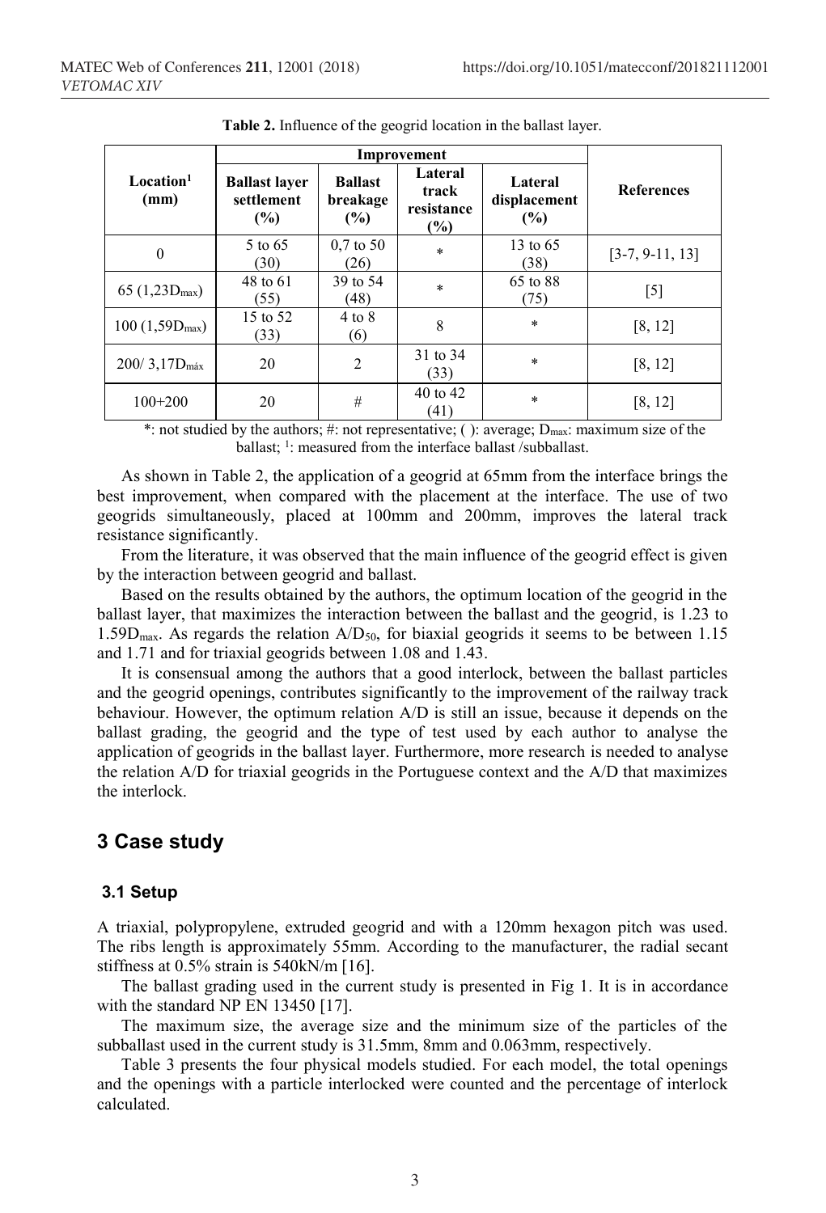**Table 2.** Influence of the geogrid location in the ballast layer.

| Location[1] (mm) | Improvement | | | | References |
|---|---|---|---|---|---|
| | Ballast layer settlement (%) | Ballast breakage (%) | Lateral track resistance (%) | Lateral displacement (%) | |
| 0 | 5 to 65 (30) | 0,7 to 50 (26) | * | 13 to 65 (38) | [3-7, 9-11, 13] |
| 65 (1,23$D_{max}$) | 48 to 61 (55) | 39 to 54 (48) | * | 65 to 88 (75) | [5] |
| 100 (1,59$D_{max}$) | 15 to 52 (33) | 4 to 8 (6) | 8 | * | [8, 12] |
| 200/ 3,17$D_{máx}$ | 20 | 2 | 31 to 34 (33) | * | [8, 12] |
| 100+200 | 20 | # | 40 to 42 (41) | * | [8, 12] |

*: not studied by the authors; #: not representative; ( ): average; $D_{max}$: maximum size of the ballast; [1]: measured from the interface ballast /subballast.

As shown in Table 2, the application of a geogrid at 65mm from the interface brings the best improvement, when compared with the placement at the interface. The use of two geogrids simultaneously, placed at 100mm and 200mm, improves the lateral track resistance significantly.

From the literature, it was observed that the main influence of the geogrid effect is given by the interaction between geogrid and ballast.

Based on the results obtained by the authors, the optimum location of the geogrid in the ballast layer, that maximizes the interaction between the ballast and the geogrid, is 1.23 to 1.59$D_{max}$. As regards the relation $A/D_{50}$, for biaxial geogrids it seems to be between 1.15 and 1.71 and for triaxial geogrids between 1.08 and 1.43.

It is consensual among the authors that a good interlock, between the ballast particles and the geogrid openings, contributes significantly to the improvement of the railway track behaviour. However, the optimum relation A/D is still an issue, because it depends on the ballast grading, the geogrid and the type of test used by each author to analyse the application of geogrids in the ballast layer. Furthermore, more research is needed to analyse the relation A/D for triaxial geogrids in the Portuguese context and the A/D that maximizes the interlock.

# 3 Case study

## 3.1 Setup

A triaxial, polypropylene, extruded geogrid and with a 120mm hexagon pitch was used. The ribs length is approximately 55mm. According to the manufacturer, the radial secant stiffness at 0.5% strain is 540kN/m [16].

The ballast grading used in the current study is presented in Fig 1. It is in accordance with the standard NP EN 13450 [17].

The maximum size, the average size and the minimum size of the particles of the subballast used in the current study is 31.5mm, 8mm and 0.063mm, respectively.

Table 3 presents the four physical models studied. For each model, the total openings and the openings with a particle interlocked were counted and the percentage of interlock calculated.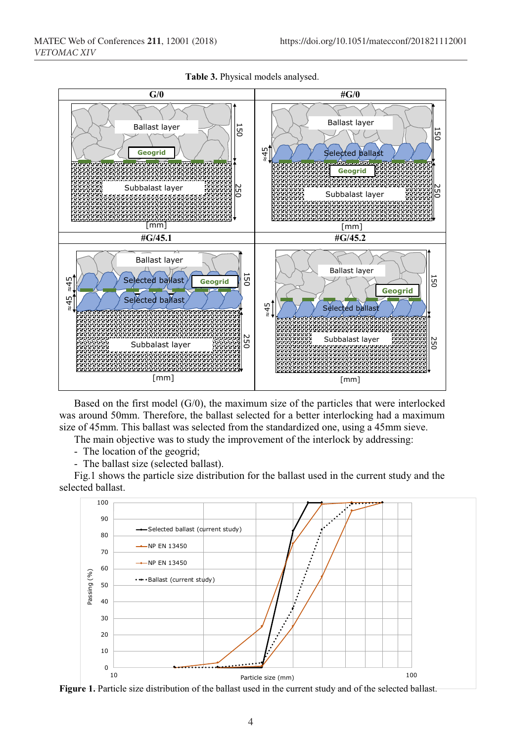**Table 3.** Physical models analysed.

| G/0 | #G/0 |
|---|---|
| Ballast layer 150; Geogrid; Subbalast layer 250 [mm] | Ballast layer 150; Selected ballast ≈45; Geogrid; Subbalast layer 250 [mm] |
| **#G/45.1** | **#G/45.2** |
| Ballast layer 150; Selected ballast ≈45; Geogrid; Selected ballast ≈45; Subbalast layer 250 [mm] | Ballast layer 150; Geogrid; Selected ballast ≈45; Subbalast layer 250 [mm] |

Based on the first model (G/0), the maximum size of the particles that were interlocked was around 50mm. Therefore, the ballast selected for a better interlocking had a maximum size of 45mm. This ballast was selected from the standardized one, using a 45mm sieve.

The main objective was to study the improvement of the interlock by addressing:

- The location of the geogrid;
- The ballast size (selected ballast).

Fig.1 shows the particle size distribution for the ballast used in the current study and the selected ballast.

**Figure 1.** Particle size distribution of the ballast used in the current study and of the selected ballast.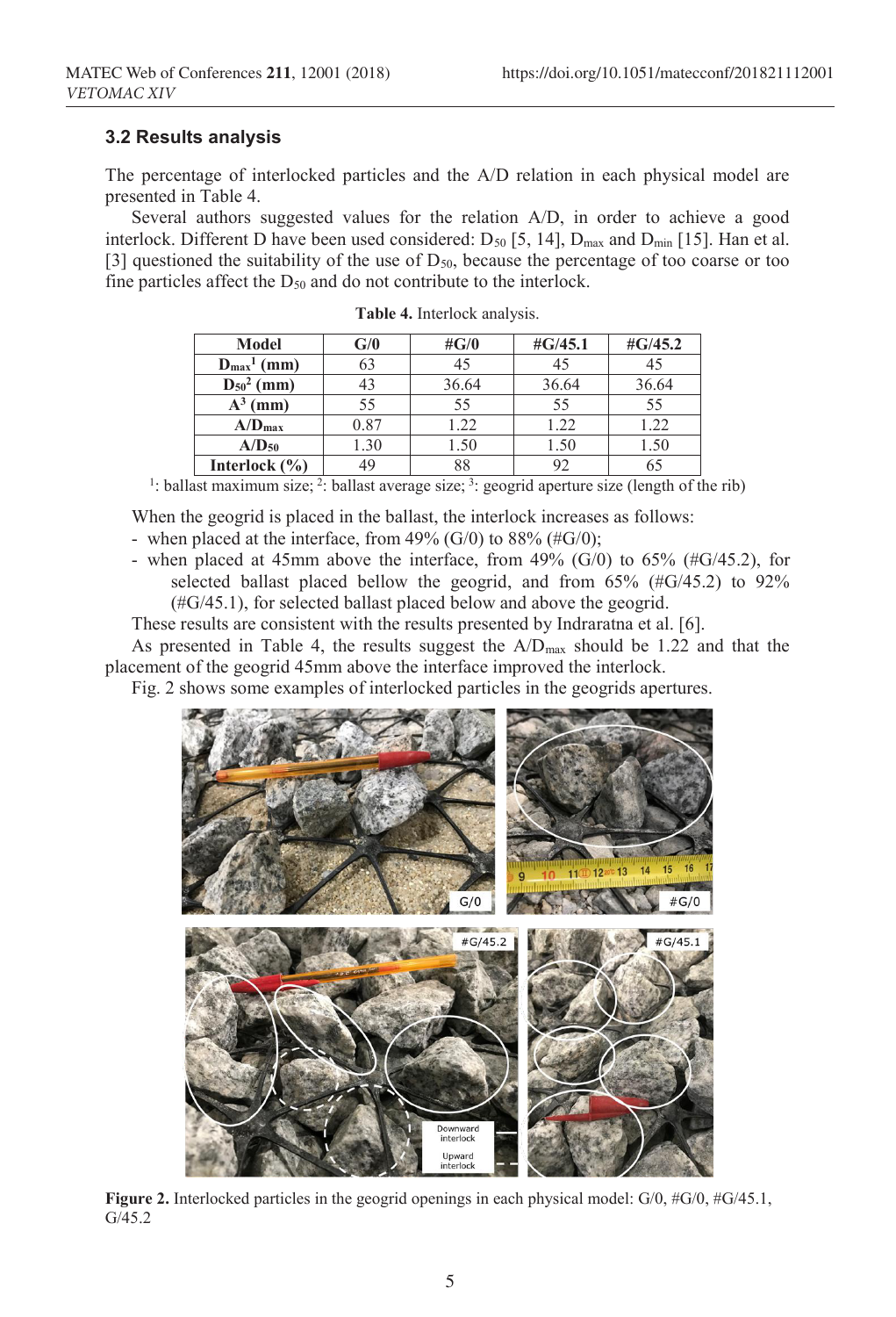### 3.2 Results analysis

The percentage of interlocked particles and the A/D relation in each physical model are presented in Table 4.

Several authors suggested values for the relation A/D, in order to achieve a good interlock. Different D have been used considered: $D_{50}$ [5, 14], $D_{max}$ and $D_{min}$ [15]. Han et al. [3] questioned the suitability of the use of $D_{50}$, because the percentage of too coarse or too fine particles affect the $D_{50}$ and do not contribute to the interlock.

**Table 4.** Interlock analysis.

| Model | G/0 | #G/0 | #G/45.1 | #G/45.2 |
|---|---|---|---|---|
| $D_{max}$[1] (mm) | 63 | 45 | 45 | 45 |
| $D_{50}$[2] (mm) | 43 | 36.64 | 36.64 | 36.64 |
| A[3] (mm) | 55 | 55 | 55 | 55 |
| $A/D_{max}$ | 0.87 | 1.22 | 1.22 | 1.22 |
| $A/D_{50}$ | 1.30 | 1.50 | 1.50 | 1.50 |
| Interlock (%) | 49 | 88 | 92 | 65 |

[1]: ballast maximum size; [2]: ballast average size; [3]: geogrid aperture size (length of the rib)

When the geogrid is placed in the ballast, the interlock increases as follows:

- when placed at the interface, from 49% (G/0) to 88% (#G/0);
- when placed at 45mm above the interface, from 49% (G/0) to 65% (#G/45.2), for selected ballast placed bellow the geogrid, and from 65% (#G/45.2) to 92% (#G/45.1), for selected ballast placed below and above the geogrid.

These results are consistent with the results presented by Indraratna et al. [6].

As presented in Table 4, the results suggest the $A/D_{max}$ should be 1.22 and that the placement of the geogrid 45mm above the interface improved the interlock.

Fig. 2 shows some examples of interlocked particles in the geogrids apertures.

**Figure 2.** Interlocked particles in the geogrid openings in each physical model: G/0, #G/0, #G/45.1, G/45.2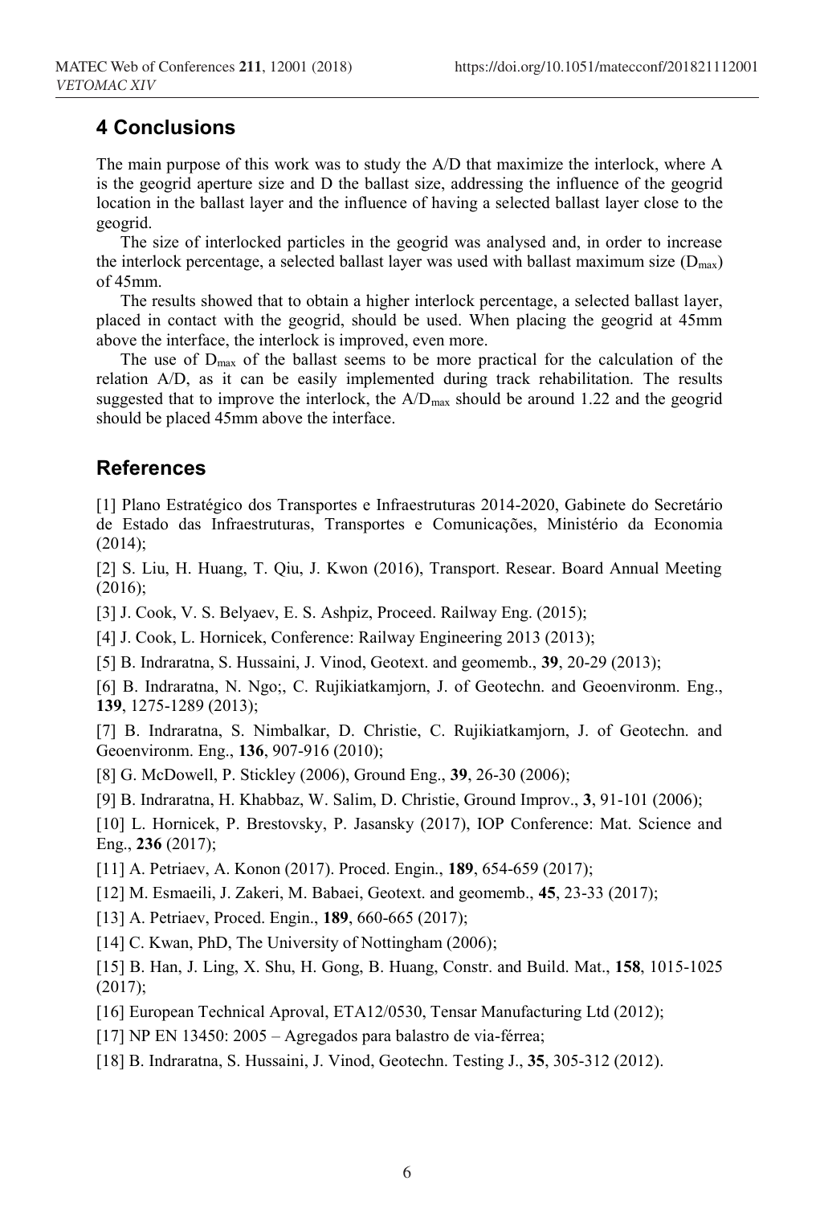## 4 Conclusions

The main purpose of this work was to study the A/D that maximize the interlock, where A is the geogrid aperture size and D the ballast size, addressing the influence of the geogrid location in the ballast layer and the influence of having a selected ballast layer close to the geogrid.

The size of interlocked particles in the geogrid was analysed and, in order to increase the interlock percentage, a selected ballast layer was used with ballast maximum size ($D_{max}$) of 45mm.

The results showed that to obtain a higher interlock percentage, a selected ballast layer, placed in contact with the geogrid, should be used. When placing the geogrid at 45mm above the interface, the interlock is improved, even more.

The use of $D_{max}$ of the ballast seems to be more practical for the calculation of the relation A/D, as it can be easily implemented during track rehabilitation. The results suggested that to improve the interlock, the $A/D_{max}$ should be around 1.22 and the geogrid should be placed 45mm above the interface.

## References

[1] Plano Estratégico dos Transportes e Infraestruturas 2014-2020, Gabinete do Secretário de Estado das Infraestruturas, Transportes e Comunicações, Ministério da Economia (2014);

[2] S. Liu, H. Huang, T. Qiu, J. Kwon (2016), Transport. Resear. Board Annual Meeting (2016);

[3] J. Cook, V. S. Belyaev, E. S. Ashpiz, Proceed. Railway Eng. (2015);

[4] J. Cook, L. Hornicek, Conference: Railway Engineering 2013 (2013);

[5] B. Indraratna, S. Hussaini, J. Vinod, Geotext. and geomemb., **39**, 20-29 (2013);

[6] B. Indraratna, N. Ngo;, C. Rujikiatkamjorn, J. of Geotechn. and Geoenvironm. Eng., **139**, 1275-1289 (2013);

[7] B. Indraratna, S. Nimbalkar, D. Christie, C. Rujikiatkamjorn, J. of Geotechn. and Geoenvironm. Eng., **136**, 907-916 (2010);

[8] G. McDowell, P. Stickley (2006), Ground Eng., **39**, 26-30 (2006);

[9] B. Indraratna, H. Khabbaz, W. Salim, D. Christie, Ground Improv., **3**, 91-101 (2006);

[10] L. Hornicek, P. Brestovsky, P. Jasansky (2017), IOP Conference: Mat. Science and Eng., **236** (2017);

[11] A. Petriaev, A. Konon (2017). Proced. Engin., **189**, 654-659 (2017);

[12] M. Esmaeili, J. Zakeri, M. Babaei, Geotext. and geomemb., **45**, 23-33 (2017);

[13] A. Petriaev, Proced. Engin., **189**, 660-665 (2017);

[14] C. Kwan, PhD, The University of Nottingham (2006);

[15] B. Han, J. Ling, X. Shu, H. Gong, B. Huang, Constr. and Build. Mat., **158**, 1015-1025 (2017);

[16] European Technical Aproval, ETA12/0530, Tensar Manufacturing Ltd (2012);

[17] NP EN 13450: 2005 – Agregados para balastro de via-férrea;

[18] B. Indraratna, S. Hussaini, J. Vinod, Geotechn. Testing J., **35**, 305-312 (2012).